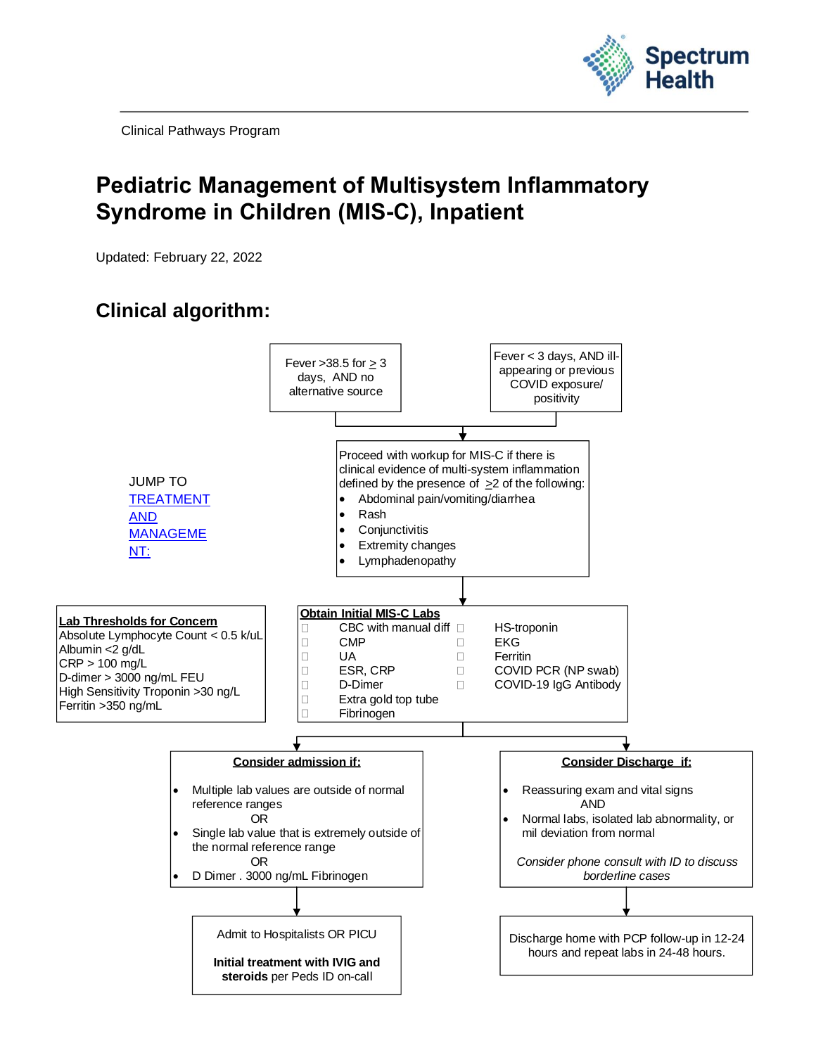Clinical Pathways Program

# Pediatric Management of Multisystem Inflammatory Syndrome in Children (MIS-C), Inpatient

Updated: February 22, 2022

## Clinical algorithm:

Fever >38.5 for ≥ 3 days, AND no alternative source

Fever < 3 days, AND ill-appearing or previous COVID exposure/ positivity

Proceed with workup for MIS-C if there is clinical evidence of multi-system inflammation defined by the presence of ≥2 of the following:

- Abdominal pain/vomiting/diarrhea
- Rash
- Conjunctivitis
- Extremity changes
- Lymphadenopathy

JUMP TO [TREATMENT AND MANAGEMENT:]

**Lab Thresholds for Concern**

Absolute Lymphocyte Count < 0.5 k/uL
Albumin <2 g/dL
CRP > 100 mg/L
D-dimer > 3000 ng/mL FEU
High Sensitivity Troponin >30 ng/L
Ferritin >350 ng/mL

**Obtain Initial MIS-C Labs**

- ☐ CBC with manual diff
- ☐ CMP
- ☐ UA
- ☐ ESR, CRP
- ☐ D-Dimer
- ☐ Extra gold top tube
- ☐ Fibrinogen
- ☐ HS-troponin
- ☐ EKG
- ☐ Ferritin
- ☐ COVID PCR (NP swab)
- ☐ COVID-19 IgG Antibody

**Consider admission if:**

- Multiple lab values are outside of normal reference ranges
  OR
- Single lab value that is extremely outside of the normal reference range
  OR
- D Dimer . 3000 ng/mL Fibrinogen

Admit to Hospitalists OR PICU

**Initial treatment with IVIG and steroids** per Peds ID on-call

**Consider Discharge if:**

- Reassuring exam and vital signs
  AND
- Normal labs, isolated lab abnormality, or mil deviation from normal

*Consider phone consult with ID to discuss borderline cases*

Discharge home with PCP follow-up in 12-24 hours and repeat labs in 24-48 hours.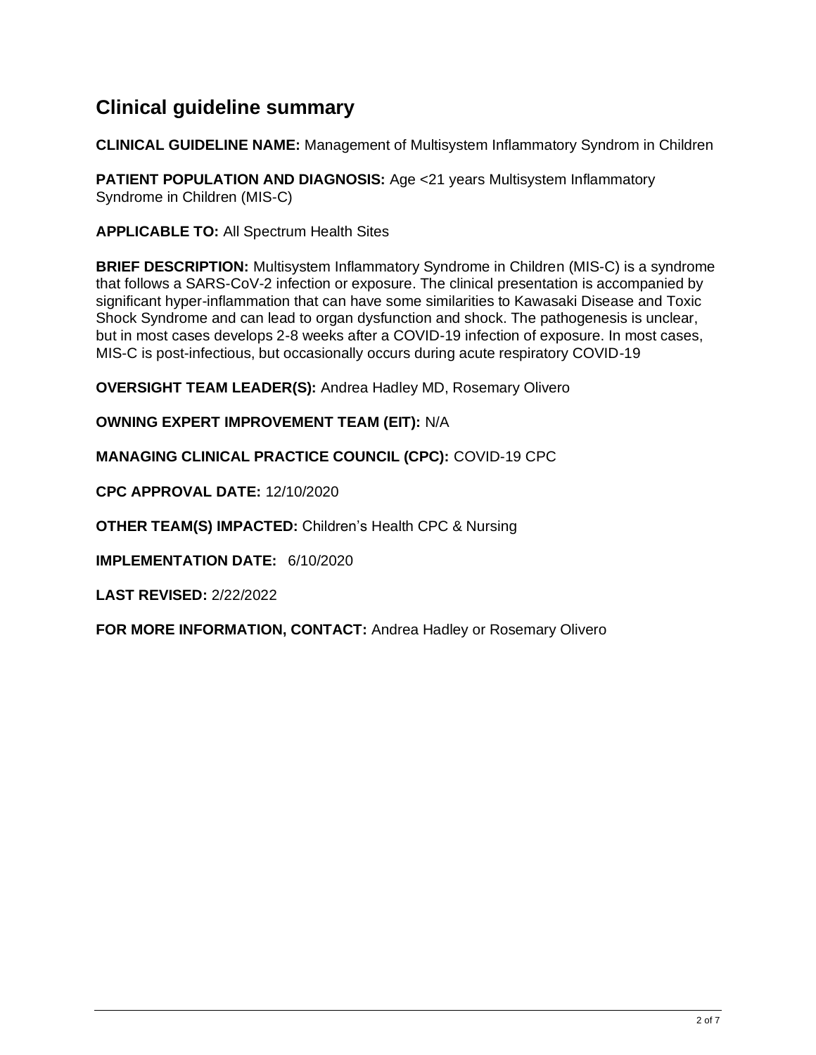# Clinical guideline summary

**CLINICAL GUIDELINE NAME:** Management of Multisystem Inflammatory Syndrom in Children

**PATIENT POPULATION AND DIAGNOSIS:** Age <21 years Multisystem Inflammatory Syndrome in Children (MIS-C)

**APPLICABLE TO:** All Spectrum Health Sites

**BRIEF DESCRIPTION:** Multisystem Inflammatory Syndrome in Children (MIS-C) is a syndrome that follows a SARS-CoV-2 infection or exposure. The clinical presentation is accompanied by significant hyper-inflammation that can have some similarities to Kawasaki Disease and Toxic Shock Syndrome and can lead to organ dysfunction and shock. The pathogenesis is unclear, but in most cases develops 2-8 weeks after a COVID-19 infection of exposure. In most cases, MIS-C is post-infectious, but occasionally occurs during acute respiratory COVID-19

**OVERSIGHT TEAM LEADER(S):** Andrea Hadley MD, Rosemary Olivero

**OWNING EXPERT IMPROVEMENT TEAM (EIT):** N/A

**MANAGING CLINICAL PRACTICE COUNCIL (CPC):** COVID-19 CPC

**CPC APPROVAL DATE:** 12/10/2020

**OTHER TEAM(S) IMPACTED:** Children's Health CPC & Nursing

**IMPLEMENTATION DATE:** 6/10/2020

**LAST REVISED:** 2/22/2022

**FOR MORE INFORMATION, CONTACT:** Andrea Hadley or Rosemary Olivero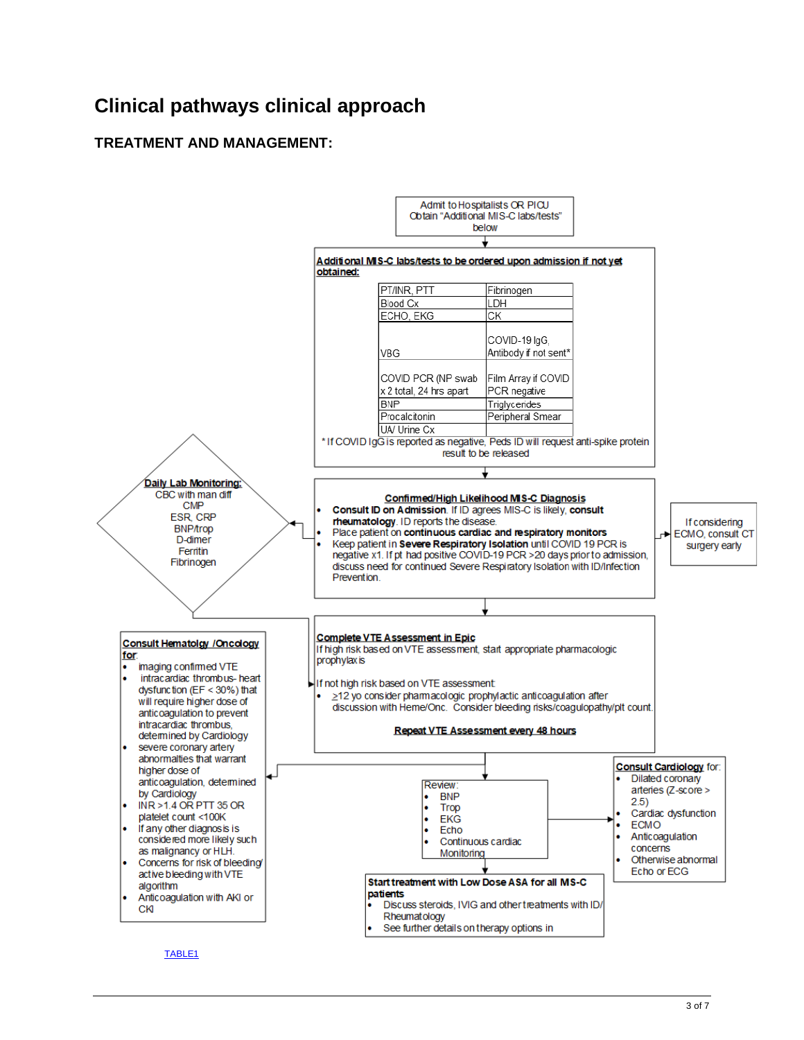# Clinical pathways clinical approach

## TREATMENT AND MANAGEMENT:

Admit to Hospitalists OR PICU
Obtain "Additional MIS-C labs/tests" below

**Additional MIS-C labs/tests to be ordered upon admission if not yet obtained:**

| | |
|---|---|
| PT/INR, PTT | Fibrinogen |
| Blood Cx | LDH |
| ECHO, EKG | CK |
| VBG | COVID-19 IgG, Antibody if not sent* |
| COVID PCR (NP swab x 2 total, 24 hrs apart | Film Array if COVID PCR negative |
| BNP | Triglycerides |
| Procalcitonin | Peripheral Smear |
| UA/ Urine Cx | |

\* If COVID IgG is reported as negative, Peds ID will request anti-spike protein result to be released

**Confirmed/High Likelihood MIS-C Diagnosis**

- **Consult ID on Admission**. If ID agrees MIS-C is likely, **consult rheumatology**. ID reports the disease.
- Place patient on **continuous cardiac and respiratory monitors**
- Keep patient in **Severe Respiratory Isolation** until COVID 19 PCR is negative x1. If pt had positive COVID-19 PCR >20 days prior to admission, discuss need for continued Severe Respiratory Isolation with ID/Infection Prevention.

If considering ECMO, consult CT surgery early

**Daily Lab Monitoring:**

- CBC with man diff
- CMP
- ESR, CRP
- BNP/trop
- D-dimer
- Ferritin
- Fibrinogen

**Complete VTE Assessment in Epic**

If high risk based on VTE assessment, start appropriate pharmacologic prophylaxis

If not high risk based on VTE assessment:

- ≥12 yo consider pharmacologic prophylactic anticoagulation after discussion with Heme/Onc. Consider bleeding risks/coagulopathy/plt count.

**Repeat VTE Assessment every 48 hours**

**Consult Hematolgy /Oncology for:**

- imaging confirmed VTE
- intracardiac thrombus- heart dysfunction (EF < 30%) that will require higher dose of anticoagulation to prevent intracardiac thrombus, determined by Cardiology
- severe coronary artery abnormalities that warrant higher dose of anticoagulation, determined by Cardiology
- INR >1.4 OR PTT 35 OR platelet count <100K
- If any other diagnosis is considered more likely such as malignancy or HLH.
- Concerns for risk of bleeding/ active bleeding with VTE algorithm
- Anticoagulation with AKI or CKI

Review:

- BNP
- Trop
- EKG
- Echo
- Continuous cardiac Monitoring

**Consult Cardiology** for:

- Dilated coronary arteries (Z-score > 2.5)
- Cardiac dysfunction
- ECMO
- Anticoagulation concerns
- Otherwise abnormal Echo or ECG

**Start treatment with Low Dose ASA for all MIS-C patients**

- Discuss steroids, IVIG and other treatments with ID/ Rheumatology
- See further details on therapy options in

TABLE1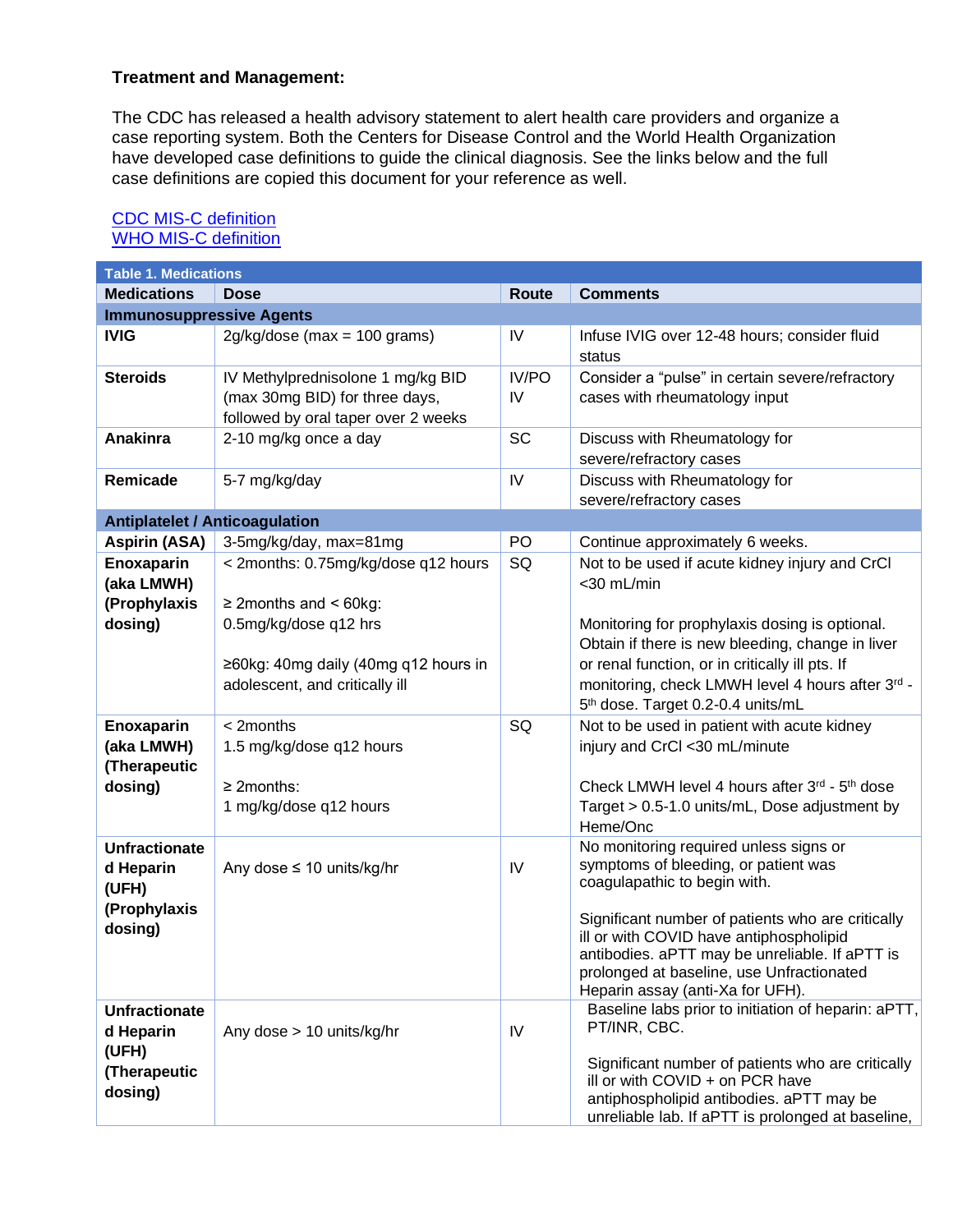**Treatment and Management:**

The CDC has released a health advisory statement to alert health care providers and organize a case reporting system. Both the Centers for Disease Control and the World Health Organization have developed case definitions to guide the clinical diagnosis. See the links below and the full case definitions are copied this document for your reference as well.

[CDC MIS-C definition](#)
[WHO MIS-C definition](#)

| **Table 1. Medications** | | | |
|---|---|---|---|
| **Medications** | **Dose** | **Route** | **Comments** |
| **Immunosuppressive Agents** | | | |
| **IVIG** | 2g/kg/dose (max = 100 grams) | IV | Infuse IVIG over 12-48 hours; consider fluid status |
| **Steroids** | IV Methylprednisolone 1 mg/kg BID (max 30mg BID) for three days, followed by oral taper over 2 weeks | IV/PO IV | Consider a "pulse" in certain severe/refractory cases with rheumatology input |
| **Anakinra** | 2-10 mg/kg once a day | SC | Discuss with Rheumatology for severe/refractory cases |
| **Remicade** | 5-7 mg/kg/day | IV | Discuss with Rheumatology for severe/refractory cases |
| **Antiplatelet / Anticoagulation** | | | |
| **Aspirin (ASA)** | 3-5mg/kg/day, max=81mg | PO | Continue approximately 6 weeks. |
| **Enoxaparin (aka LMWH) (Prophylaxis dosing)** | < 2months: 0.75mg/kg/dose q12 hours<br><br>≥ 2months and < 60kg: 0.5mg/kg/dose q12 hrs<br><br>≥60kg: 40mg daily (40mg q12 hours in adolescent, and critically ill | SQ | Not to be used if acute kidney injury and CrCl <30 mL/min<br><br>Monitoring for prophylaxis dosing is optional. Obtain if there is new bleeding, change in liver or renal function, or in critically ill pts. If monitoring, check LMWH level 4 hours after 3rd - 5th dose. Target 0.2-0.4 units/mL |
| **Enoxaparin (aka LMWH) (Therapeutic dosing)** | < 2months<br>1.5 mg/kg/dose q12 hours<br><br>≥ 2months:<br>1 mg/kg/dose q12 hours | SQ | Not to be used in patient with acute kidney injury and CrCl <30 mL/minute<br><br>Check LMWH level 4 hours after 3rd - 5th dose Target > 0.5-1.0 units/mL, Dose adjustment by Heme/Onc |
| **Unfractionated Heparin (UFH) (Prophylaxis dosing)** | Any dose ≤ 10 units/kg/hr | IV | No monitoring required unless signs or symptoms of bleeding, or patient was coagulapathic to begin with.<br><br>Significant number of patients who are critically ill or with COVID have antiphospholipid antibodies. aPTT may be unreliable. If aPTT is prolonged at baseline, use Unfractionated Heparin assay (anti-Xa for UFH). |
| **Unfractionated Heparin (UFH) (Therapeutic dosing)** | Any dose > 10 units/kg/hr | IV | Baseline labs prior to initiation of heparin: aPTT, PT/INR, CBC.<br><br>Significant number of patients who are critically ill or with COVID + on PCR have antiphospholipid antibodies. aPTT may be unreliable lab. If aPTT is prolonged at baseline, |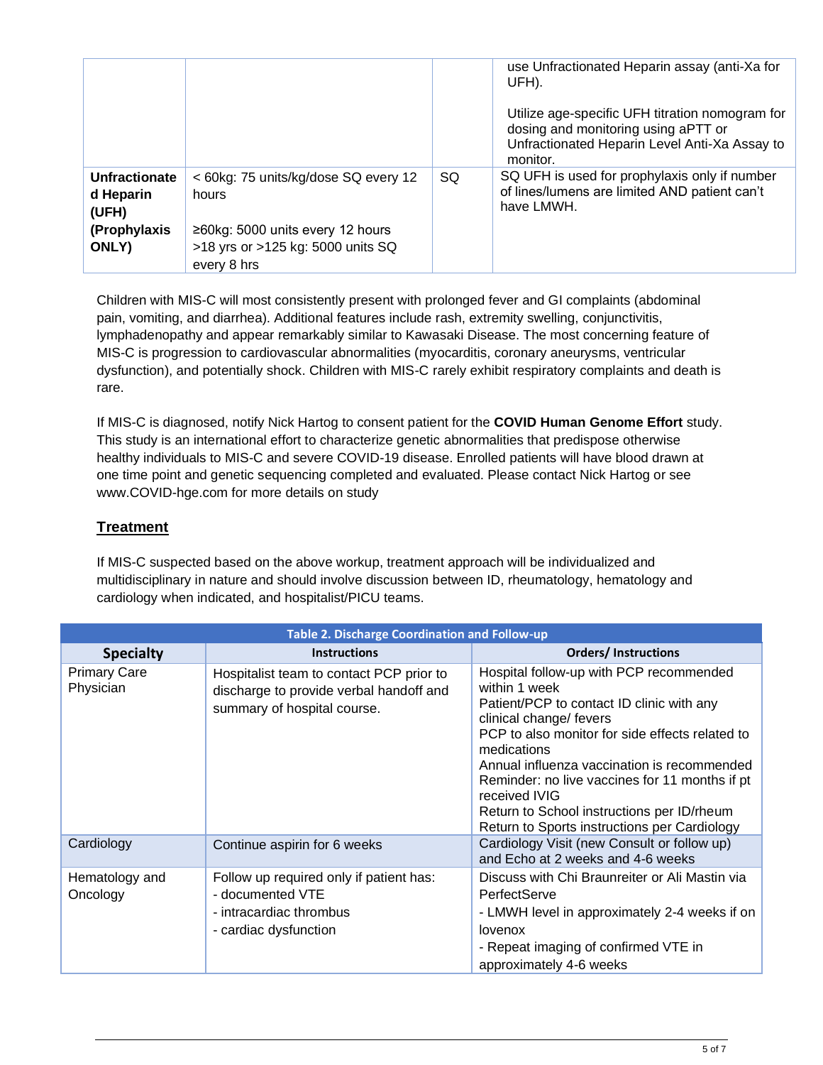| | | | |
|---|---|---|---|
| | | | use Unfractionated Heparin assay (anti-Xa for UFH).<br><br>Utilize age-specific UFH titration nomogram for dosing and monitoring using aPTT or Unfractionated Heparin Level Anti-Xa Assay to monitor. |
| **Unfractionated Heparin (UFH) (Prophylaxis ONLY)** | < 60kg: 75 units/kg/dose SQ every 12 hours<br><br>≥60kg: 5000 units every 12 hours<br>>18 yrs or >125 kg: 5000 units SQ every 8 hrs | SQ | SQ UFH is used for prophylaxis only if number of lines/lumens are limited AND patient can't have LMWH. |

Children with MIS-C will most consistently present with prolonged fever and GI complaints (abdominal pain, vomiting, and diarrhea). Additional features include rash, extremity swelling, conjunctivitis, lymphadenopathy and appear remarkably similar to Kawasaki Disease. The most concerning feature of MIS-C is progression to cardiovascular abnormalities (myocarditis, coronary aneurysms, ventricular dysfunction), and potentially shock. Children with MIS-C rarely exhibit respiratory complaints and death is rare.

If MIS-C is diagnosed, notify Nick Hartog to consent patient for the **COVID Human Genome Effort** study. This study is an international effort to characterize genetic abnormalities that predispose otherwise healthy individuals to MIS-C and severe COVID-19 disease. Enrolled patients will have blood drawn at one time point and genetic sequencing completed and evaluated. Please contact Nick Hartog or see www.COVID-hge.com for more details on study

## Treatment

If MIS-C suspected based on the above workup, treatment approach will be individualized and multidisciplinary in nature and should involve discussion between ID, rheumatology, hematology and cardiology when indicated, and hospitalist/PICU teams.

**Table 2. Discharge Coordination and Follow-up**

| Specialty | Instructions | Orders/ Instructions |
|---|---|---|
| Primary Care Physician | Hospitalist team to contact PCP prior to discharge to provide verbal handoff and summary of hospital course. | Hospital follow-up with PCP recommended within 1 week<br>Patient/PCP to contact ID clinic with any clinical change/ fevers<br>PCP to also monitor for side effects related to medications<br>Annual influenza vaccination is recommended<br>Reminder: no live vaccines for 11 months if pt received IVIG<br>Return to School instructions per ID/rheum<br>Return to Sports instructions per Cardiology |
| Cardiology | Continue aspirin for 6 weeks | Cardiology Visit (new Consult or follow up) and Echo at 2 weeks and 4-6 weeks |
| Hematology and Oncology | Follow up required only if patient has:<br>- documented VTE<br>- intracardiac thrombus<br>- cardiac dysfunction | Discuss with Chi Braunreiter or Ali Mastin via PerfectServe<br>- LMWH level in approximately 2-4 weeks if on lovenox<br>- Repeat imaging of confirmed VTE in approximately 4-6 weeks |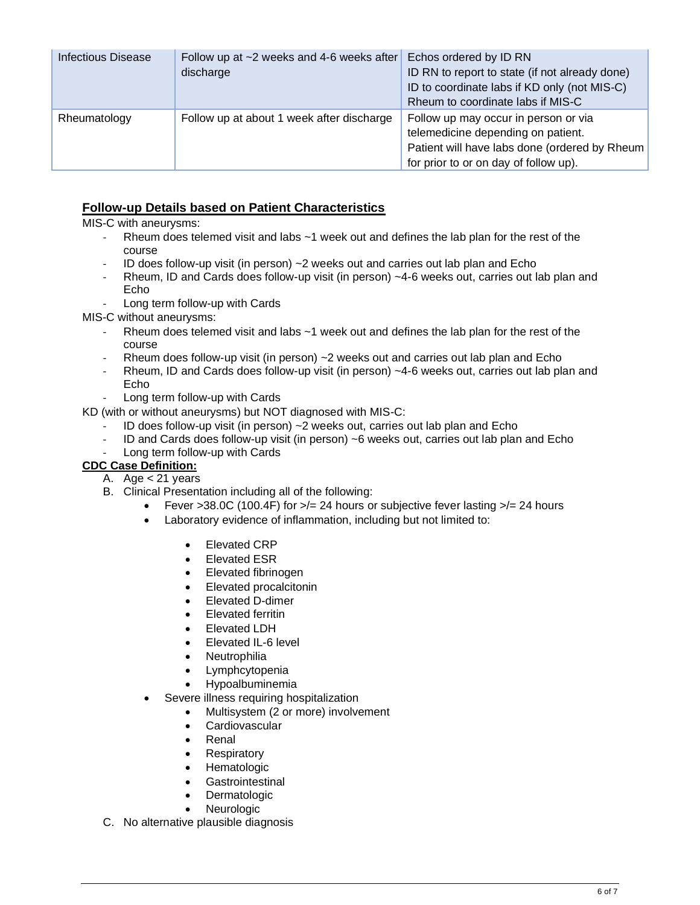| | | |
|---|---|---|
| Infectious Disease | Follow up at ~2 weeks and 4-6 weeks after discharge | Echos ordered by ID RN<br>ID RN to report to state (if not already done)<br>ID to coordinate labs if KD only (not MIS-C)<br>Rheum to coordinate labs if MIS-C |
| Rheumatology | Follow up at about 1 week after discharge | Follow up may occur in person or via telemedicine depending on patient.<br>Patient will have labs done (ordered by Rheum for prior to or on day of follow up). |

## Follow-up Details based on Patient Characteristics

MIS-C with aneurysms:

- Rheum does telemed visit and labs ~1 week out and defines the lab plan for the rest of the course
- ID does follow-up visit (in person) ~2 weeks out and carries out lab plan and Echo
- Rheum, ID and Cards does follow-up visit (in person) ~4-6 weeks out, carries out lab plan and Echo
- Long term follow-up with Cards

MIS-C without aneurysms:

- Rheum does telemed visit and labs ~1 week out and defines the lab plan for the rest of the course
- Rheum does follow-up visit (in person) ~2 weeks out and carries out lab plan and Echo
- Rheum, ID and Cards does follow-up visit (in person) ~4-6 weeks out, carries out lab plan and Echo
- Long term follow-up with Cards

KD (with or without aneurysms) but NOT diagnosed with MIS-C:

- ID does follow-up visit (in person) ~2 weeks out, carries out lab plan and Echo
- ID and Cards does follow-up visit (in person) ~6 weeks out, carries out lab plan and Echo
- Long term follow-up with Cards

## CDC Case Definition:

A. Age < 21 years
B. Clinical Presentation including all of the following:
   - Fever >38.0C (100.4F) for >/= 24 hours or subjective fever lasting >/= 24 hours
   - Laboratory evidence of inflammation, including but not limited to:
     - Elevated CRP
     - Elevated ESR
     - Elevated fibrinogen
     - Elevated procalcitonin
     - Elevated D-dimer
     - Elevated ferritin
     - Elevated LDH
     - Elevated IL-6 level
     - Neutrophilia
     - Lymphcytopenia
     - Hypoalbuminemia
   - Severe illness requiring hospitalization
     - Multisystem (2 or more) involvement
     - Cardiovascular
     - Renal
     - Respiratory
     - Hematologic
     - Gastrointestinal
     - Dermatologic
     - Neurologic
C. No alternative plausible diagnosis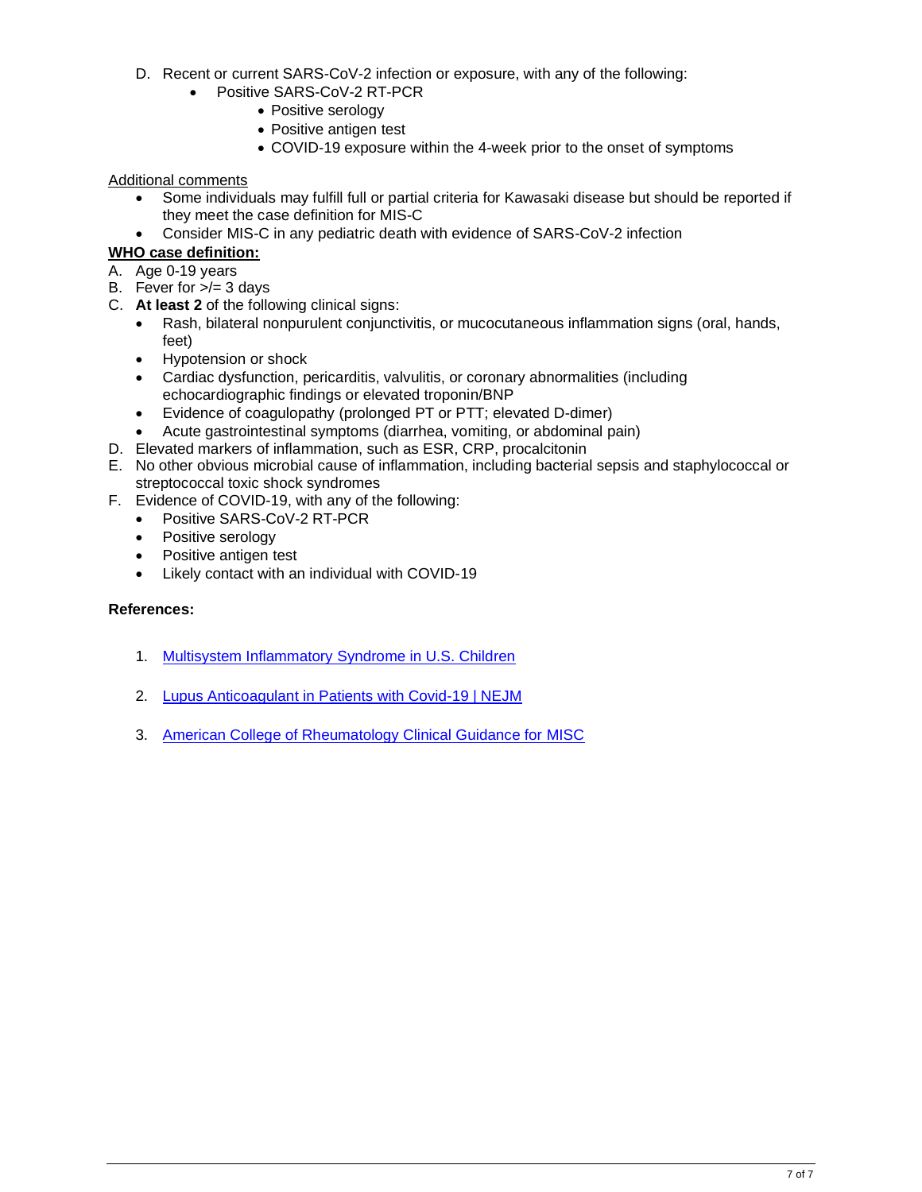D. Recent or current SARS-CoV-2 infection or exposure, with any of the following:
   - Positive SARS-CoV-2 RT-PCR
      - Positive serology
      - Positive antigen test
      - COVID-19 exposure within the 4-week prior to the onset of symptoms

Additional comments

- Some individuals may fulfill full or partial criteria for Kawasaki disease but should be reported if they meet the case definition for MIS-C
- Consider MIS-C in any pediatric death with evidence of SARS-CoV-2 infection

**WHO case definition:**

A. Age 0-19 years
B. Fever for >/= 3 days
C. **At least 2** of the following clinical signs:
   - Rash, bilateral nonpurulent conjunctivitis, or mucocutaneous inflammation signs (oral, hands, feet)
   - Hypotension or shock
   - Cardiac dysfunction, pericarditis, valvulitis, or coronary abnormalities (including echocardiographic findings or elevated troponin/BNP
   - Evidence of coagulopathy (prolonged PT or PTT; elevated D-dimer)
   - Acute gastrointestinal symptoms (diarrhea, vomiting, or abdominal pain)
D. Elevated markers of inflammation, such as ESR, CRP, procalcitonin
E. No other obvious microbial cause of inflammation, including bacterial sepsis and staphylococcal or streptococcal toxic shock syndromes
F. Evidence of COVID-19, with any of the following:
   - Positive SARS-CoV-2 RT-PCR
   - Positive serology
   - Positive antigen test
   - Likely contact with an individual with COVID-19

**References:**

1. Multisystem Inflammatory Syndrome in U.S. Children
2. Lupus Anticoagulant in Patients with Covid-19 | NEJM
3. American College of Rheumatology Clinical Guidance for MISC